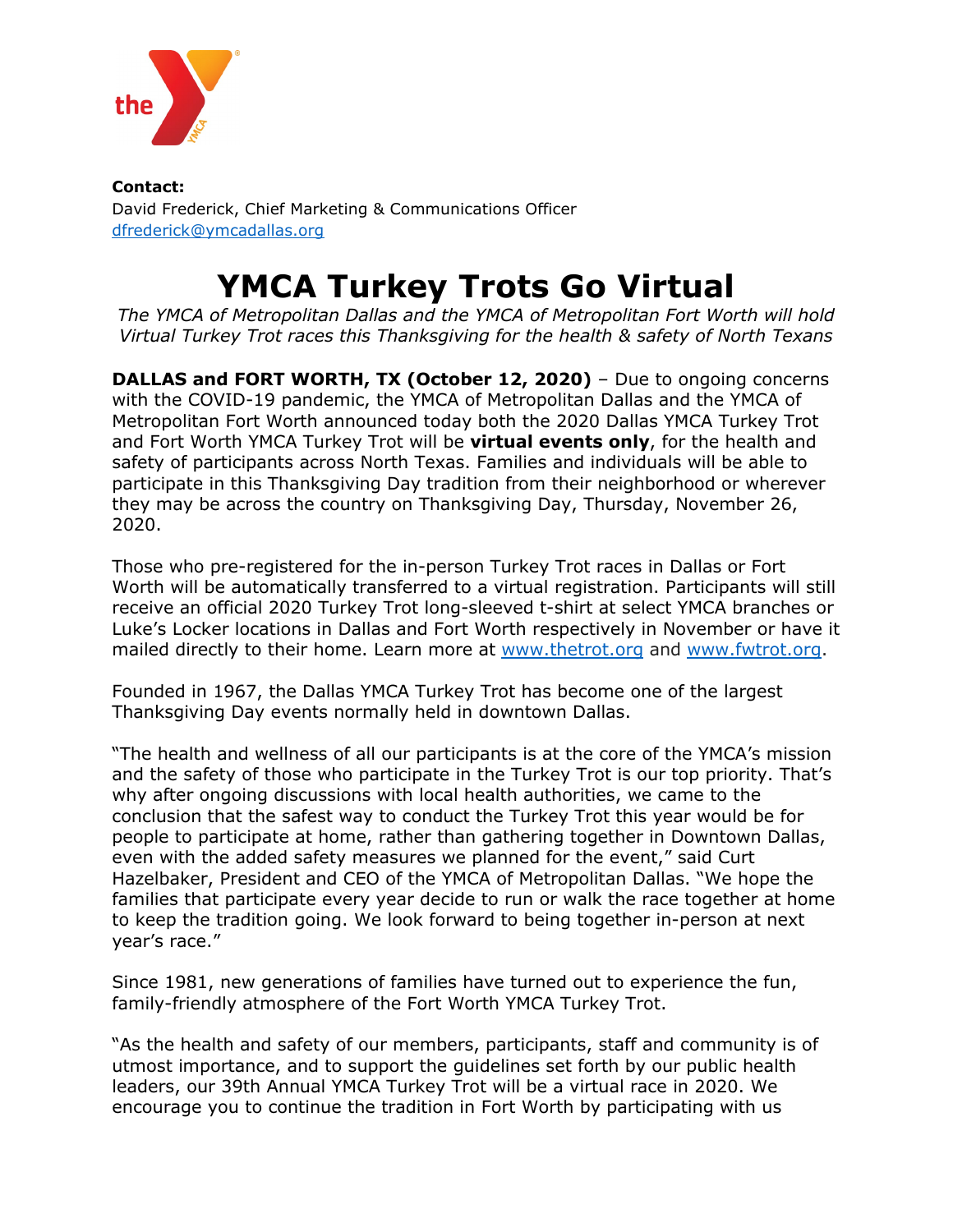**Contact:**
David Frederick, Chief Marketing & Communications Officer
dfrederick@ymcadallas.org

# YMCA Turkey Trots Go Virtual

*The YMCA of Metropolitan Dallas and the YMCA of Metropolitan Fort Worth will hold Virtual Turkey Trot races this Thanksgiving for the health & safety of North Texans*

**DALLAS and FORT WORTH, TX (October 12, 2020)** – Due to ongoing concerns with the COVID-19 pandemic, the YMCA of Metropolitan Dallas and the YMCA of Metropolitan Fort Worth announced today both the 2020 Dallas YMCA Turkey Trot and Fort Worth YMCA Turkey Trot will be **virtual events only**, for the health and safety of participants across North Texas. Families and individuals will be able to participate in this Thanksgiving Day tradition from their neighborhood or wherever they may be across the country on Thanksgiving Day, Thursday, November 26, 2020.

Those who pre-registered for the in-person Turkey Trot races in Dallas or Fort Worth will be automatically transferred to a virtual registration. Participants will still receive an official 2020 Turkey Trot long-sleeved t-shirt at select YMCA branches or Luke's Locker locations in Dallas and Fort Worth respectively in November or have it mailed directly to their home. Learn more at www.thetrot.org and www.fwtrot.org.

Founded in 1967, the Dallas YMCA Turkey Trot has become one of the largest Thanksgiving Day events normally held in downtown Dallas.

"The health and wellness of all our participants is at the core of the YMCA's mission and the safety of those who participate in the Turkey Trot is our top priority. That's why after ongoing discussions with local health authorities, we came to the conclusion that the safest way to conduct the Turkey Trot this year would be for people to participate at home, rather than gathering together in Downtown Dallas, even with the added safety measures we planned for the event," said Curt Hazelbaker, President and CEO of the YMCA of Metropolitan Dallas. "We hope the families that participate every year decide to run or walk the race together at home to keep the tradition going. We look forward to being together in-person at next year's race."

Since 1981, new generations of families have turned out to experience the fun, family-friendly atmosphere of the Fort Worth YMCA Turkey Trot.

"As the health and safety of our members, participants, staff and community is of utmost importance, and to support the guidelines set forth by our public health leaders, our 39th Annual YMCA Turkey Trot will be a virtual race in 2020. We encourage you to continue the tradition in Fort Worth by participating with us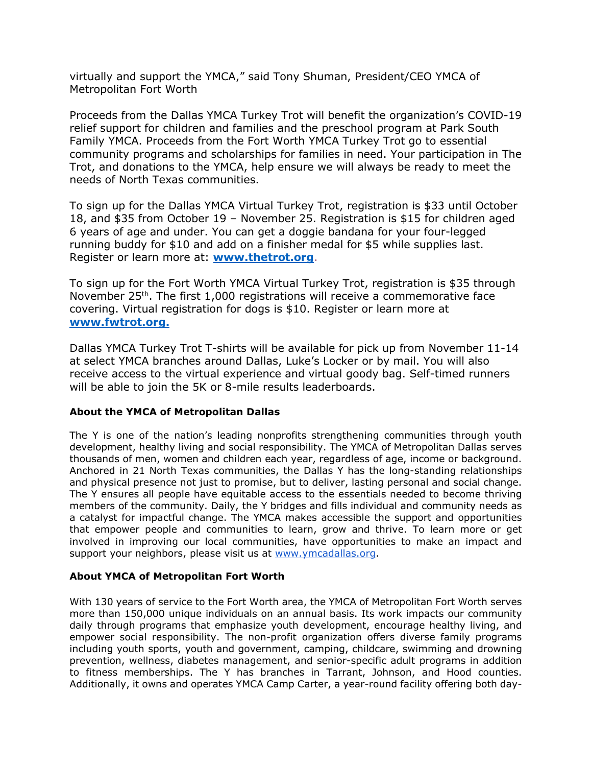virtually and support the YMCA," said Tony Shuman, President/CEO YMCA of Metropolitan Fort Worth

Proceeds from the Dallas YMCA Turkey Trot will benefit the organization's COVID-19 relief support for children and families and the preschool program at Park South Family YMCA. Proceeds from the Fort Worth YMCA Turkey Trot go to essential community programs and scholarships for families in need. Your participation in The Trot, and donations to the YMCA, help ensure we will always be ready to meet the needs of North Texas communities.

To sign up for the Dallas YMCA Virtual Turkey Trot, registration is $33 until October 18, and $35 from October 19 – November 25. Registration is $15 for children aged 6 years of age and under. You can get a doggie bandana for your four-legged running buddy for $10 and add on a finisher medal for $5 while supplies last. Register or learn more at: **www.thetrot.org**.

To sign up for the Fort Worth YMCA Virtual Turkey Trot, registration is $35 through November 25th. The first 1,000 registrations will receive a commemorative face covering. Virtual registration for dogs is $10. Register or learn more at **www.fwtrot.org.**

Dallas YMCA Turkey Trot T-shirts will be available for pick up from November 11-14 at select YMCA branches around Dallas, Luke's Locker or by mail. You will also receive access to the virtual experience and virtual goody bag. Self-timed runners will be able to join the 5K or 8-mile results leaderboards.

**About the YMCA of Metropolitan Dallas**

The Y is one of the nation's leading nonprofits strengthening communities through youth development, healthy living and social responsibility. The YMCA of Metropolitan Dallas serves thousands of men, women and children each year, regardless of age, income or background. Anchored in 21 North Texas communities, the Dallas Y has the long-standing relationships and physical presence not just to promise, but to deliver, lasting personal and social change. The Y ensures all people have equitable access to the essentials needed to become thriving members of the community. Daily, the Y bridges and fills individual and community needs as a catalyst for impactful change. The YMCA makes accessible the support and opportunities that empower people and communities to learn, grow and thrive. To learn more or get involved in improving our local communities, have opportunities to make an impact and support your neighbors, please visit us at www.ymcadallas.org.

**About YMCA of Metropolitan Fort Worth**

With 130 years of service to the Fort Worth area, the YMCA of Metropolitan Fort Worth serves more than 150,000 unique individuals on an annual basis. Its work impacts our community daily through programs that emphasize youth development, encourage healthy living, and empower social responsibility. The non-profit organization offers diverse family programs including youth sports, youth and government, camping, childcare, swimming and drowning prevention, wellness, diabetes management, and senior-specific adult programs in addition to fitness memberships. The Y has branches in Tarrant, Johnson, and Hood counties. Additionally, it owns and operates YMCA Camp Carter, a year-round facility offering both day-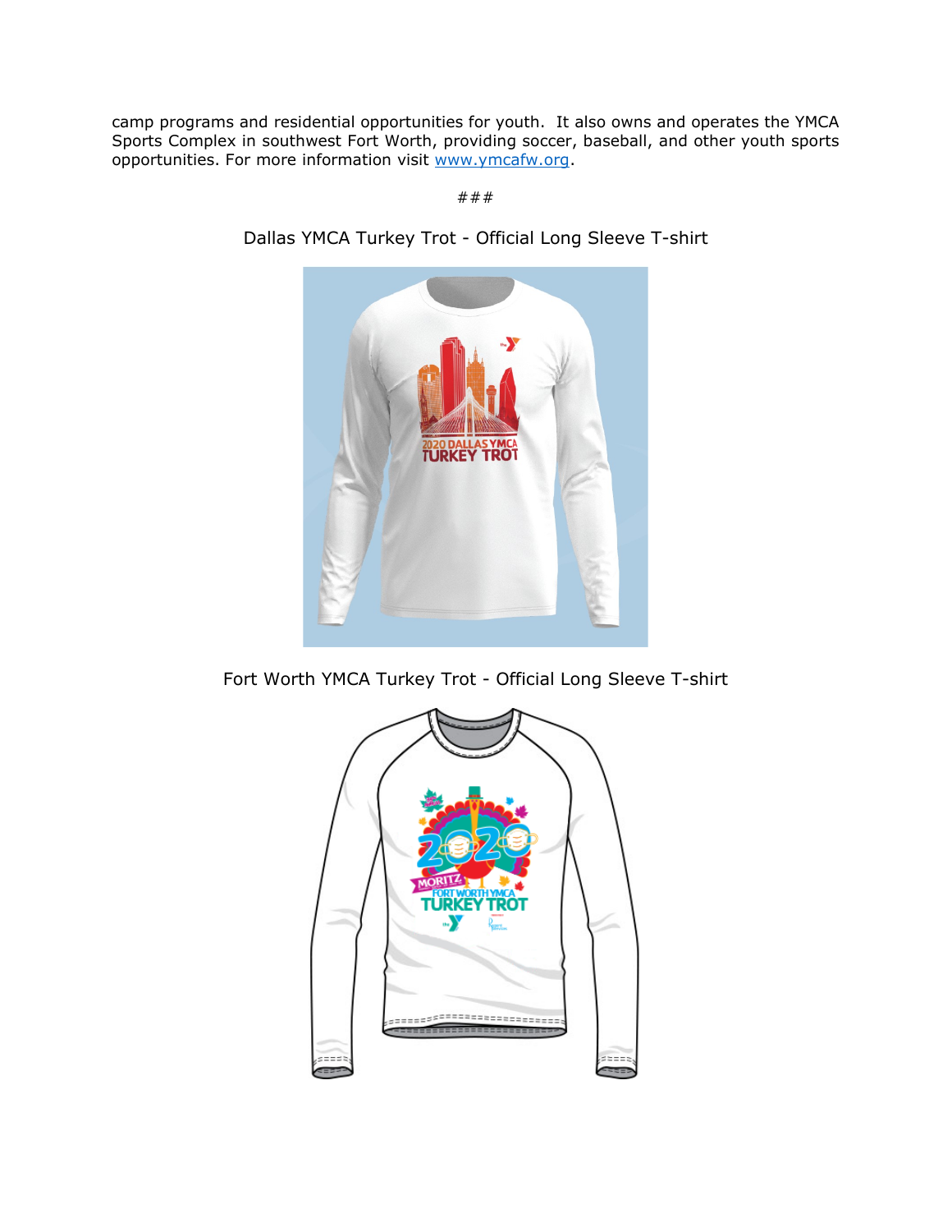camp programs and residential opportunities for youth. It also owns and operates the YMCA Sports Complex in southwest Fort Worth, providing soccer, baseball, and other youth sports opportunities. For more information visit [www.ymcafw.org](http://www.ymcafw.org).

###

Dallas YMCA Turkey Trot - Official Long Sleeve T-shirt

Fort Worth YMCA Turkey Trot - Official Long Sleeve T-shirt